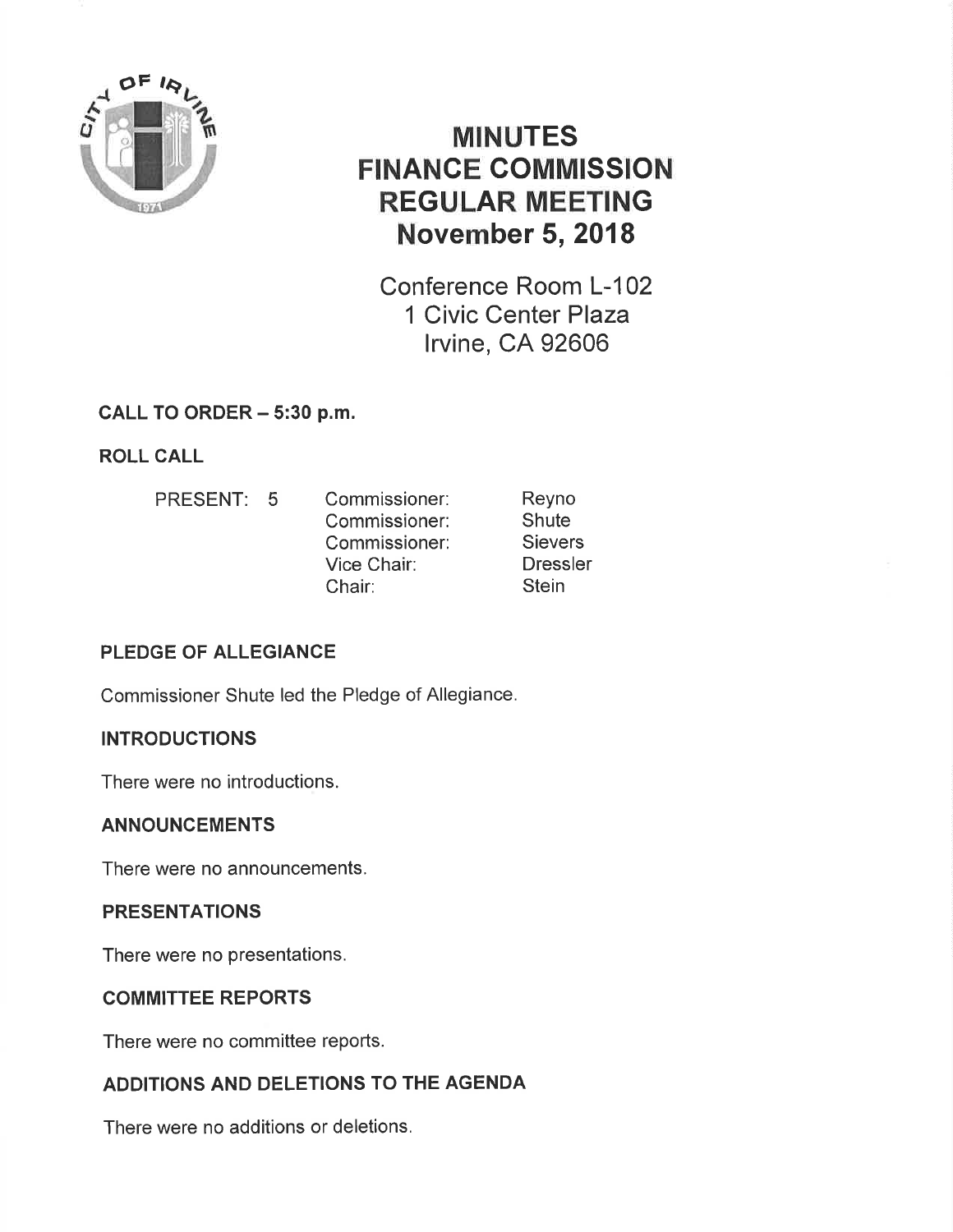# MINUTES
# FINANCE COMMISSION
# REGULAR MEETING
# November 5, 2018

Conference Room L-102
1 Civic Center Plaza
Irvine, CA 92606

## CALL TO ORDER – 5:30 p.m.

## ROLL CALL

| PRESENT: 5 | Commissioner: | Reyno |
|---|---|---|
| | Commissioner: | Shute |
| | Commissioner: | Sievers |
| | Vice Chair: | Dressler |
| | Chair: | Stein |

## PLEDGE OF ALLEGIANCE

Commissioner Shute led the Pledge of Allegiance.

## INTRODUCTIONS

There were no introductions.

## ANNOUNCEMENTS

There were no announcements.

## PRESENTATIONS

There were no presentations.

## COMMITTEE REPORTS

There were no committee reports.

## ADDITIONS AND DELETIONS TO THE AGENDA

There were no additions or deletions.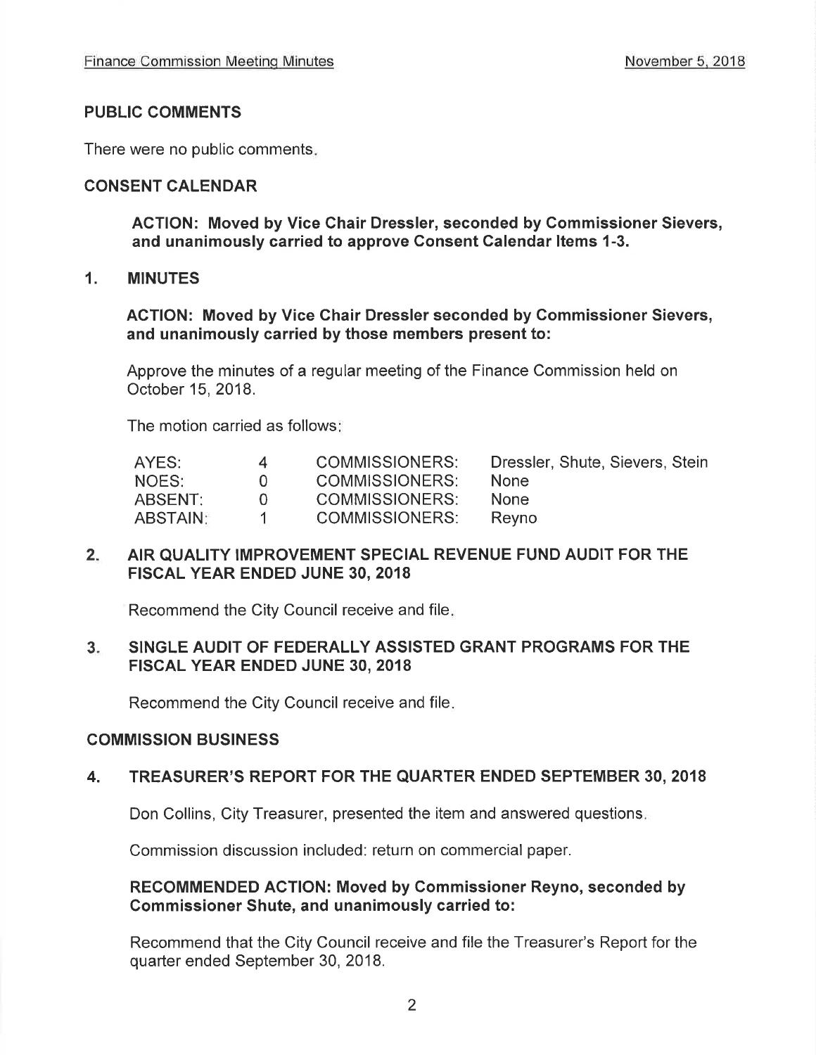## PUBLIC COMMENTS

There were no public comments.

## CONSENT CALENDAR

**ACTION: Moved by Vice Chair Dressler, seconded by Commissioner Sievers, and unanimously carried to approve Consent Calendar Items 1-3.**

### 1. MINUTES

**ACTION: Moved by Vice Chair Dressler seconded by Commissioner Sievers, and unanimously carried by those members present to:**

Approve the minutes of a regular meeting of the Finance Commission held on October 15, 2018.

The motion carried as follows:

| | | | |
|---|---|---|---|
| AYES: | 4 | COMMISSIONERS: | Dressler, Shute, Sievers, Stein |
| NOES: | 0 | COMMISSIONERS: | None |
| ABSENT: | 0 | COMMISSIONERS: | None |
| ABSTAIN: | 1 | COMMISSIONERS: | Reyno |

### 2. AIR QUALITY IMPROVEMENT SPECIAL REVENUE FUND AUDIT FOR THE FISCAL YEAR ENDED JUNE 30, 2018

Recommend the City Council receive and file.

### 3. SINGLE AUDIT OF FEDERALLY ASSISTED GRANT PROGRAMS FOR THE FISCAL YEAR ENDED JUNE 30, 2018

Recommend the City Council receive and file.

## COMMISSION BUSINESS

### 4. TREASURER'S REPORT FOR THE QUARTER ENDED SEPTEMBER 30, 2018

Don Collins, City Treasurer, presented the item and answered questions.

Commission discussion included: return on commercial paper.

**RECOMMENDED ACTION: Moved by Commissioner Reyno, seconded by Commissioner Shute, and unanimously carried to:**

Recommend that the City Council receive and file the Treasurer's Report for the quarter ended September 30, 2018.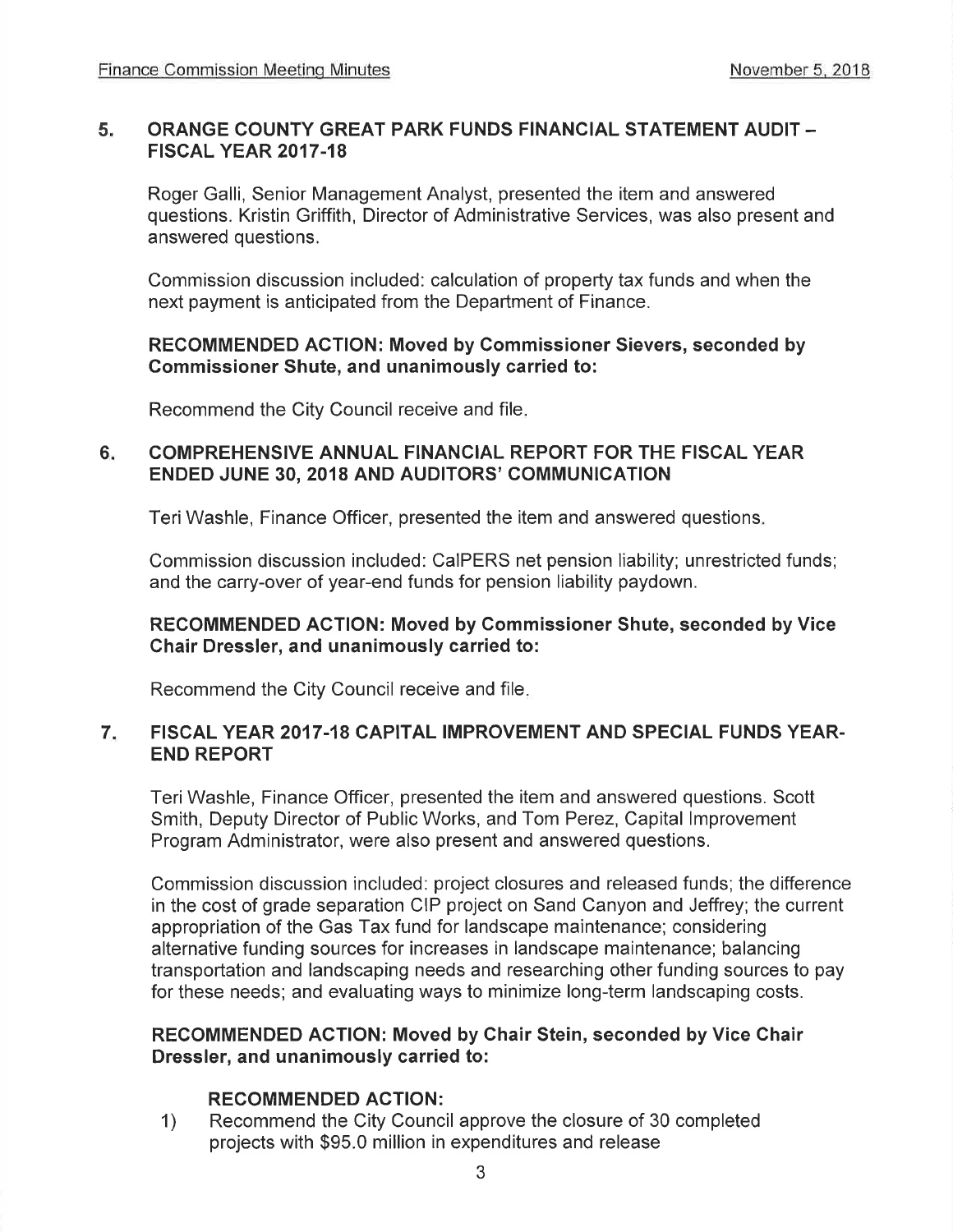## 5. ORANGE COUNTY GREAT PARK FUNDS FINANCIAL STATEMENT AUDIT – FISCAL YEAR 2017-18

Roger Galli, Senior Management Analyst, presented the item and answered questions. Kristin Griffith, Director of Administrative Services, was also present and answered questions.

Commission discussion included: calculation of property tax funds and when the next payment is anticipated from the Department of Finance.

**RECOMMENDED ACTION: Moved by Commissioner Sievers, seconded by Commissioner Shute, and unanimously carried to:**

Recommend the City Council receive and file.

## 6. COMPREHENSIVE ANNUAL FINANCIAL REPORT FOR THE FISCAL YEAR ENDED JUNE 30, 2018 AND AUDITORS' COMMUNICATION

Teri Washle, Finance Officer, presented the item and answered questions.

Commission discussion included: CalPERS net pension liability; unrestricted funds; and the carry-over of year-end funds for pension liability paydown.

**RECOMMENDED ACTION: Moved by Commissioner Shute, seconded by Vice Chair Dressler, and unanimously carried to:**

Recommend the City Council receive and file.

## 7. FISCAL YEAR 2017-18 CAPITAL IMPROVEMENT AND SPECIAL FUNDS YEAR-END REPORT

Teri Washle, Finance Officer, presented the item and answered questions. Scott Smith, Deputy Director of Public Works, and Tom Perez, Capital Improvement Program Administrator, were also present and answered questions.

Commission discussion included: project closures and released funds; the difference in the cost of grade separation CIP project on Sand Canyon and Jeffrey; the current appropriation of the Gas Tax fund for landscape maintenance; considering alternative funding sources for increases in landscape maintenance; balancing transportation and landscaping needs and researching other funding sources to pay for these needs; and evaluating ways to minimize long-term landscaping costs.

**RECOMMENDED ACTION: Moved by Chair Stein, seconded by Vice Chair Dressler, and unanimously carried to:**

**RECOMMENDED ACTION:**

1) Recommend the City Council approve the closure of 30 completed projects with $95.0 million in expenditures and release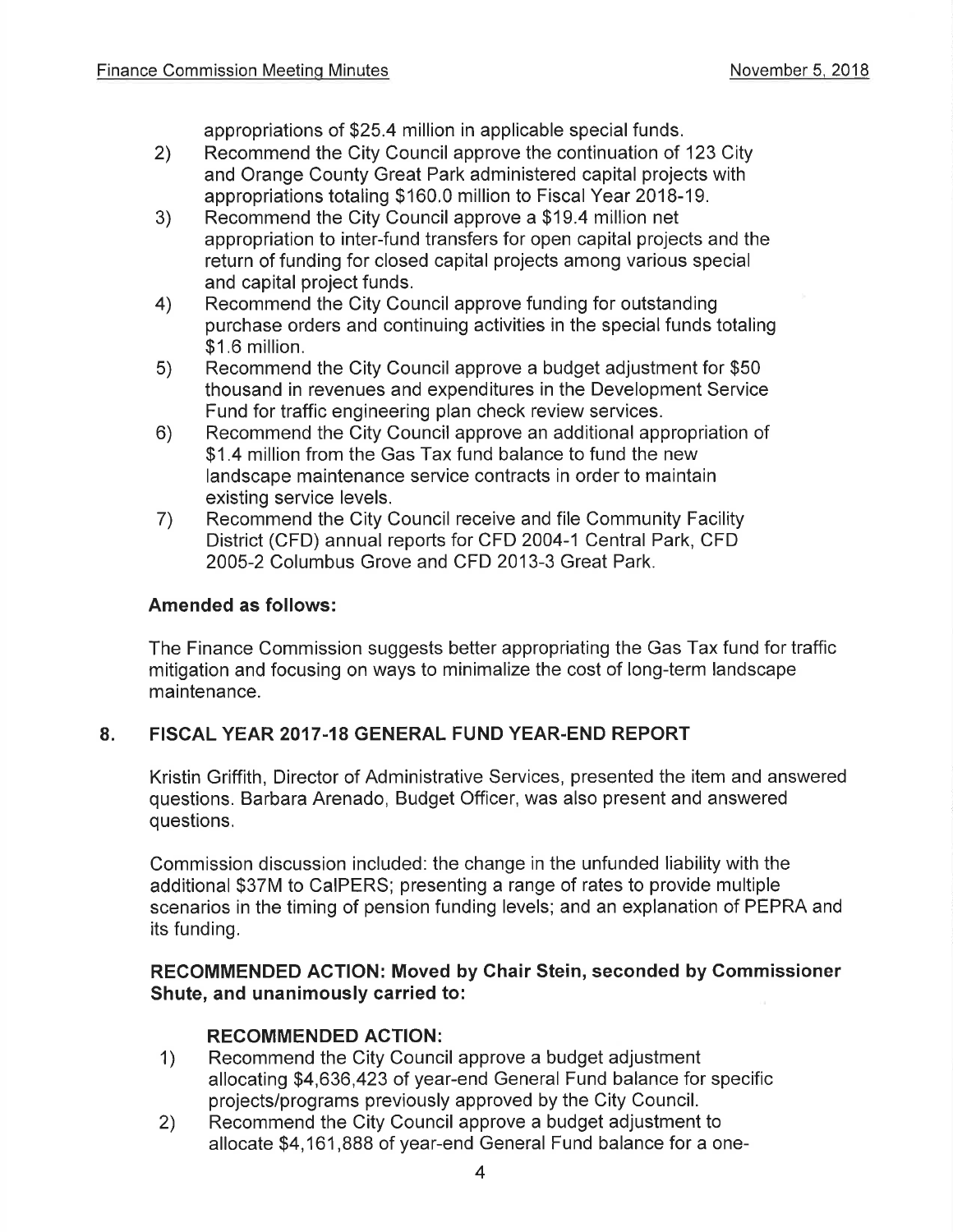appropriations of $25.4 million in applicable special funds.

2) Recommend the City Council approve the continuation of 123 City and Orange County Great Park administered capital projects with appropriations totaling $160.0 million to Fiscal Year 2018-19.
3) Recommend the City Council approve a $19.4 million net appropriation to inter-fund transfers for open capital projects and the return of funding for closed capital projects among various special and capital project funds.
4) Recommend the City Council approve funding for outstanding purchase orders and continuing activities in the special funds totaling $1.6 million.
5) Recommend the City Council approve a budget adjustment for $50 thousand in revenues and expenditures in the Development Service Fund for traffic engineering plan check review services.
6) Recommend the City Council approve an additional appropriation of $1.4 million from the Gas Tax fund balance to fund the new landscape maintenance service contracts in order to maintain existing service levels.
7) Recommend the City Council receive and file Community Facility District (CFD) annual reports for CFD 2004-1 Central Park, CFD 2005-2 Columbus Grove and CFD 2013-3 Great Park.

**Amended as follows:**

The Finance Commission suggests better appropriating the Gas Tax fund for traffic mitigation and focusing on ways to minimalize the cost of long-term landscape maintenance.

## 8. FISCAL YEAR 2017-18 GENERAL FUND YEAR-END REPORT

Kristin Griffith, Director of Administrative Services, presented the item and answered questions. Barbara Arenado, Budget Officer, was also present and answered questions.

Commission discussion included: the change in the unfunded liability with the additional $37M to CalPERS; presenting a range of rates to provide multiple scenarios in the timing of pension funding levels; and an explanation of PEPRA and its funding.

**RECOMMENDED ACTION: Moved by Chair Stein, seconded by Commissioner Shute, and unanimously carried to:**

**RECOMMENDED ACTION:**

1) Recommend the City Council approve a budget adjustment allocating $4,636,423 of year-end General Fund balance for specific projects/programs previously approved by the City Council.
2) Recommend the City Council approve a budget adjustment to allocate $4,161,888 of year-end General Fund balance for a one-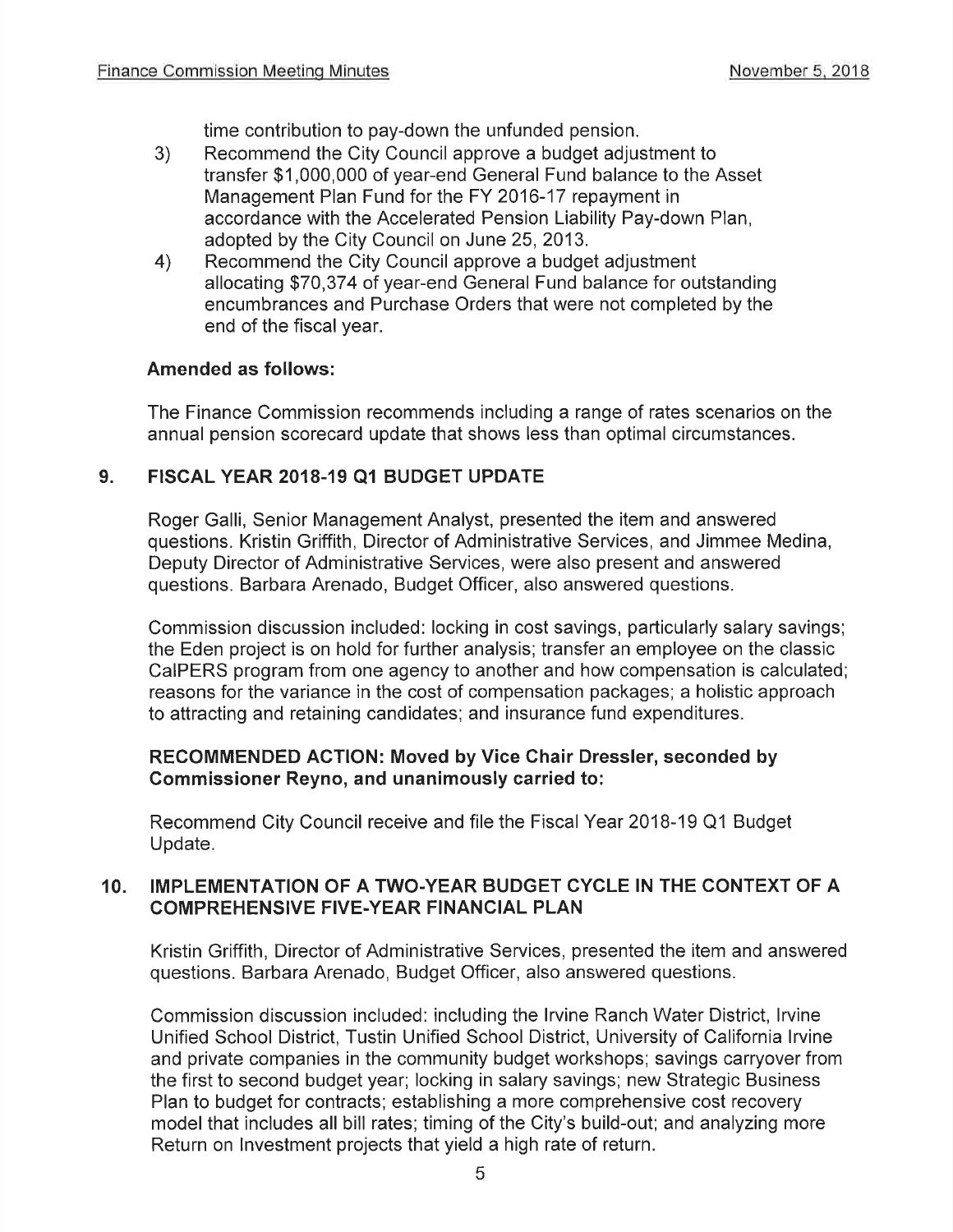time contribution to pay-down the unfunded pension.

3) Recommend the City Council approve a budget adjustment to transfer $1,000,000 of year-end General Fund balance to the Asset Management Plan Fund for the FY 2016-17 repayment in accordance with the Accelerated Pension Liability Pay-down Plan, adopted by the City Council on June 25, 2013.

4) Recommend the City Council approve a budget adjustment allocating $70,374 of year-end General Fund balance for outstanding encumbrances and Purchase Orders that were not completed by the end of the fiscal year.

**Amended as follows:**

The Finance Commission recommends including a range of rates scenarios on the annual pension scorecard update that shows less than optimal circumstances.

## 9. FISCAL YEAR 2018-19 Q1 BUDGET UPDATE

Roger Galli, Senior Management Analyst, presented the item and answered questions. Kristin Griffith, Director of Administrative Services, and Jimmee Medina, Deputy Director of Administrative Services, were also present and answered questions. Barbara Arenado, Budget Officer, also answered questions.

Commission discussion included: locking in cost savings, particularly salary savings; the Eden project is on hold for further analysis; transfer an employee on the classic CalPERS program from one agency to another and how compensation is calculated; reasons for the variance in the cost of compensation packages; a holistic approach to attracting and retaining candidates; and insurance fund expenditures.

**RECOMMENDED ACTION: Moved by Vice Chair Dressler, seconded by Commissioner Reyno, and unanimously carried to:**

Recommend City Council receive and file the Fiscal Year 2018-19 Q1 Budget Update.

## 10. IMPLEMENTATION OF A TWO-YEAR BUDGET CYCLE IN THE CONTEXT OF A COMPREHENSIVE FIVE-YEAR FINANCIAL PLAN

Kristin Griffith, Director of Administrative Services, presented the item and answered questions. Barbara Arenado, Budget Officer, also answered questions.

Commission discussion included: including the Irvine Ranch Water District, Irvine Unified School District, Tustin Unified School District, University of California Irvine and private companies in the community budget workshops; savings carryover from the first to second budget year; locking in salary savings; new Strategic Business Plan to budget for contracts; establishing a more comprehensive cost recovery model that includes all bill rates; timing of the City's build-out; and analyzing more Return on Investment projects that yield a high rate of return.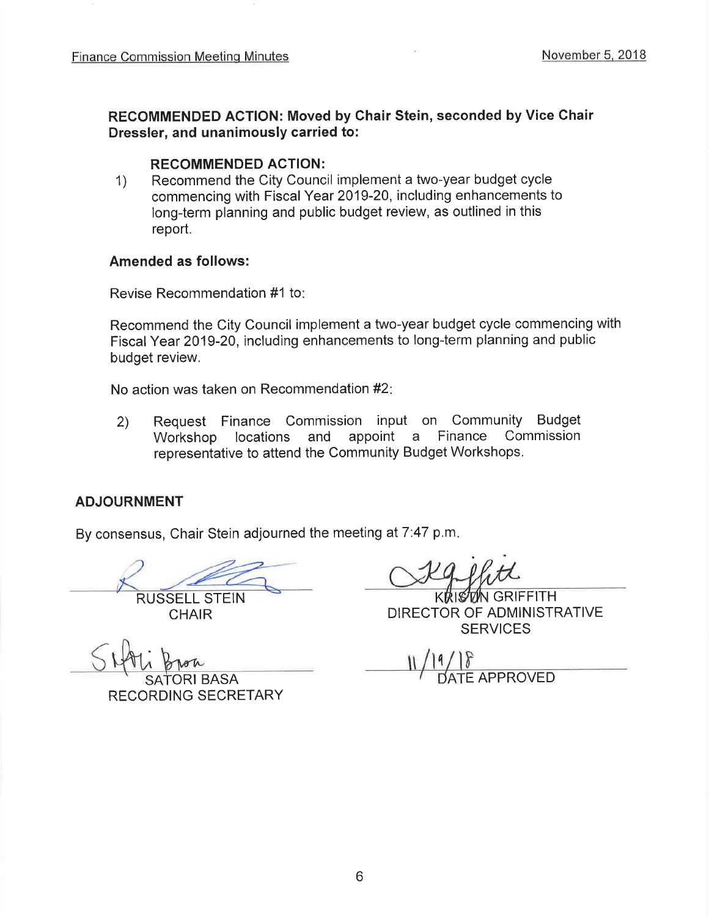**RECOMMENDED ACTION: Moved by Chair Stein, seconded by Vice Chair Dressler, and unanimously carried to:**

**RECOMMENDED ACTION:**

1) Recommend the City Council implement a two-year budget cycle commencing with Fiscal Year 2019-20, including enhancements to long-term planning and public budget review, as outlined in this report.

**Amended as follows:**

Revise Recommendation #1 to:

Recommend the City Council implement a two-year budget cycle commencing with Fiscal Year 2019-20, including enhancements to long-term planning and public budget review.

No action was taken on Recommendation #2:

2) Request Finance Commission input on Community Budget Workshop locations and appoint a Finance Commission representative to attend the Community Budget Workshops.

## ADJOURNMENT

By consensus, Chair Stein adjourned the meeting at 7:47 p.m.

RUSSELL STEIN
CHAIR

KRISTIN GRIFFITH
DIRECTOR OF ADMINISTRATIVE SERVICES

SATORI BASA
RECORDING SECRETARY

11/19/18
DATE APPROVED